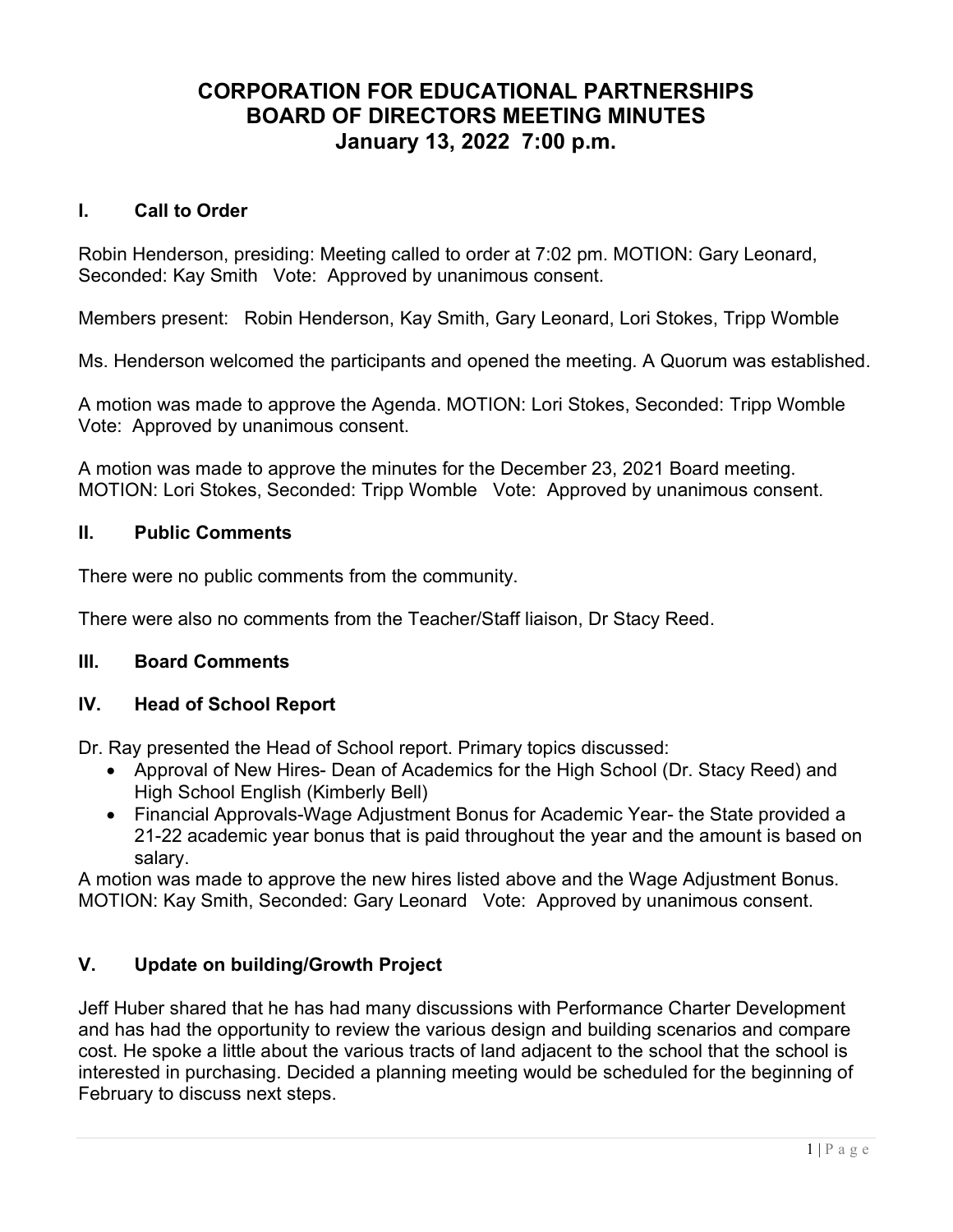# CORPORATION FOR EDUCATIONAL PARTNERSHIPS
# BOARD OF DIRECTORS MEETING MINUTES
# January 13, 2022 7:00 p.m.

## I. Call to Order

Robin Henderson, presiding: Meeting called to order at 7:02 pm. MOTION: Gary Leonard, Seconded: Kay Smith Vote: Approved by unanimous consent.

Members present: Robin Henderson, Kay Smith, Gary Leonard, Lori Stokes, Tripp Womble

Ms. Henderson welcomed the participants and opened the meeting. A Quorum was established.

A motion was made to approve the Agenda. MOTION: Lori Stokes, Seconded: Tripp Womble Vote: Approved by unanimous consent.

A motion was made to approve the minutes for the December 23, 2021 Board meeting. MOTION: Lori Stokes, Seconded: Tripp Womble Vote: Approved by unanimous consent.

## II. Public Comments

There were no public comments from the community.

There were also no comments from the Teacher/Staff liaison, Dr Stacy Reed.

## III. Board Comments

## IV. Head of School Report

Dr. Ray presented the Head of School report. Primary topics discussed:

- Approval of New Hires- Dean of Academics for the High School (Dr. Stacy Reed) and High School English (Kimberly Bell)
- Financial Approvals-Wage Adjustment Bonus for Academic Year- the State provided a 21-22 academic year bonus that is paid throughout the year and the amount is based on salary.

A motion was made to approve the new hires listed above and the Wage Adjustment Bonus. MOTION: Kay Smith, Seconded: Gary Leonard Vote: Approved by unanimous consent.

## V. Update on building/Growth Project

Jeff Huber shared that he has had many discussions with Performance Charter Development and has had the opportunity to review the various design and building scenarios and compare cost. He spoke a little about the various tracts of land adjacent to the school that the school is interested in purchasing. Decided a planning meeting would be scheduled for the beginning of February to discuss next steps.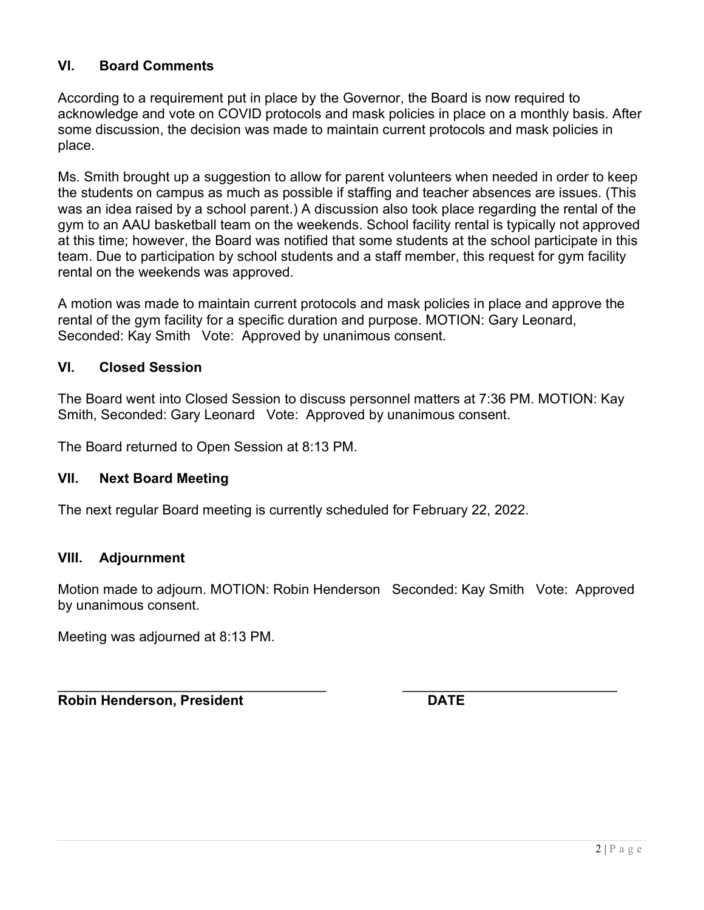## VI. Board Comments

According to a requirement put in place by the Governor, the Board is now required to acknowledge and vote on COVID protocols and mask policies in place on a monthly basis. After some discussion, the decision was made to maintain current protocols and mask policies in place.

Ms. Smith brought up a suggestion to allow for parent volunteers when needed in order to keep the students on campus as much as possible if staffing and teacher absences are issues. (This was an idea raised by a school parent.) A discussion also took place regarding the rental of the gym to an AAU basketball team on the weekends. School facility rental is typically not approved at this time; however, the Board was notified that some students at the school participate in this team. Due to participation by school students and a staff member, this request for gym facility rental on the weekends was approved.

A motion was made to maintain current protocols and mask policies in place and approve the rental of the gym facility for a specific duration and purpose. MOTION: Gary Leonard, Seconded: Kay Smith Vote: Approved by unanimous consent.

## VI. Closed Session

The Board went into Closed Session to discuss personnel matters at 7:36 PM. MOTION: Kay Smith, Seconded: Gary Leonard Vote: Approved by unanimous consent.

The Board returned to Open Session at 8:13 PM.

## VII. Next Board Meeting

The next regular Board meeting is currently scheduled for February 22, 2022.

## VIII. Adjournment

Motion made to adjourn. MOTION: Robin Henderson Seconded: Kay Smith Vote: Approved by unanimous consent.

Meeting was adjourned at 8:13 PM.

_____________________________________ _____________________________

**Robin Henderson, President** **DATE**